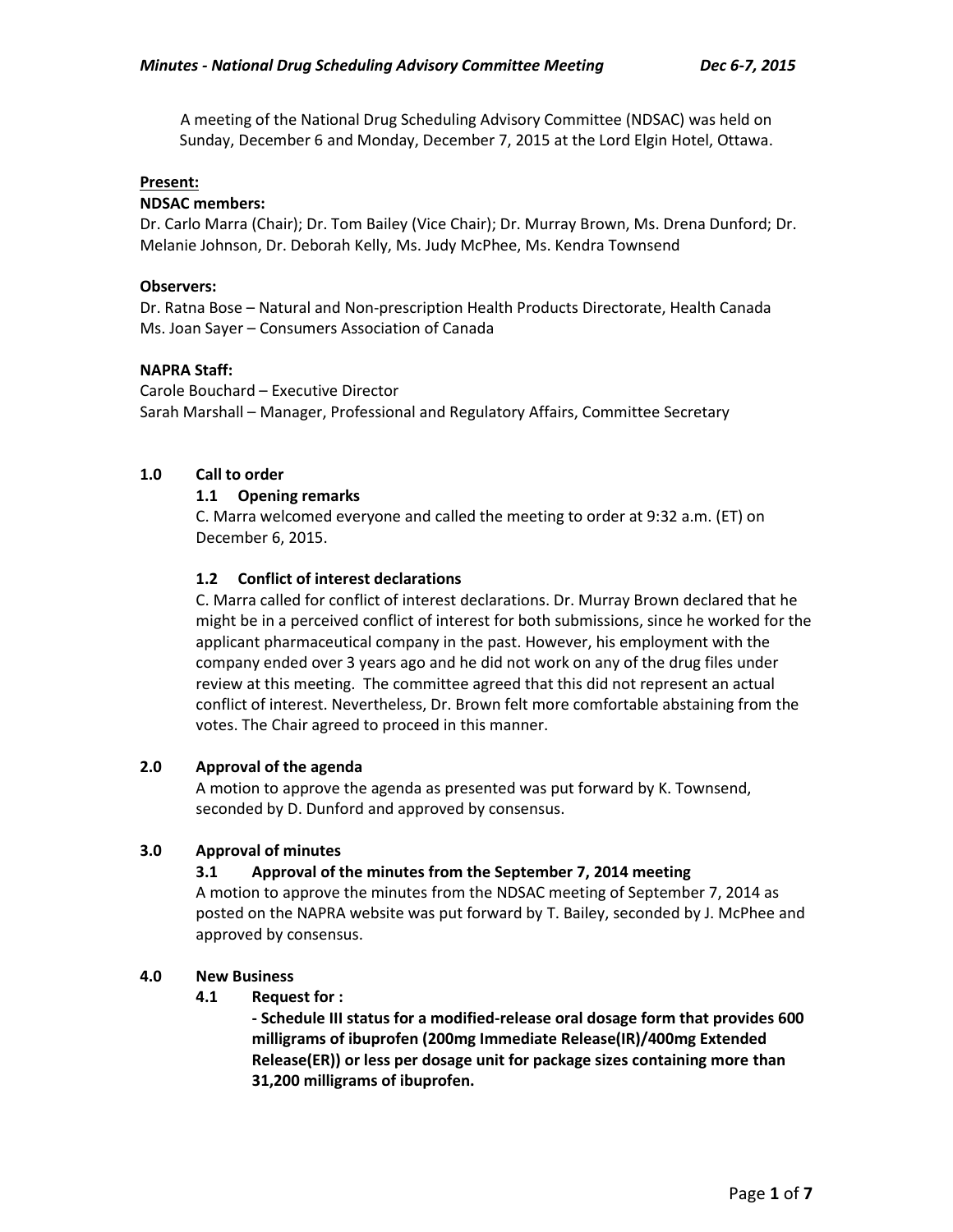A meeting of the National Drug Scheduling Advisory Committee (NDSAC) was held on Sunday, December 6 and Monday, December 7, 2015 at the Lord Elgin Hotel, Ottawa.

**Present:**

**NDSAC members:**

Dr. Carlo Marra (Chair); Dr. Tom Bailey (Vice Chair); Dr. Murray Brown, Ms. Drena Dunford; Dr. Melanie Johnson, Dr. Deborah Kelly, Ms. Judy McPhee, Ms. Kendra Townsend

**Observers:**

Dr. Ratna Bose – Natural and Non-prescription Health Products Directorate, Health Canada
Ms. Joan Sayer – Consumers Association of Canada

**NAPRA Staff:**

Carole Bouchard – Executive Director
Sarah Marshall – Manager, Professional and Regulatory Affairs, Committee Secretary

## 1.0 Call to order

### 1.1 Opening remarks

C. Marra welcomed everyone and called the meeting to order at 9:32 a.m. (ET) on December 6, 2015.

### 1.2 Conflict of interest declarations

C. Marra called for conflict of interest declarations. Dr. Murray Brown declared that he might be in a perceived conflict of interest for both submissions, since he worked for the applicant pharmaceutical company in the past. However, his employment with the company ended over 3 years ago and he did not work on any of the drug files under review at this meeting. The committee agreed that this did not represent an actual conflict of interest. Nevertheless, Dr. Brown felt more comfortable abstaining from the votes. The Chair agreed to proceed in this manner.

## 2.0 Approval of the agenda

A motion to approve the agenda as presented was put forward by K. Townsend, seconded by D. Dunford and approved by consensus.

## 3.0 Approval of minutes

### 3.1 Approval of the minutes from the September 7, 2014 meeting

A motion to approve the minutes from the NDSAC meeting of September 7, 2014 as posted on the NAPRA website was put forward by T. Bailey, seconded by J. McPhee and approved by consensus.

## 4.0 New Business

### 4.1 Request for :

**- Schedule III status for a modified-release oral dosage form that provides 600 milligrams of ibuprofen (200mg Immediate Release(IR)/400mg Extended Release(ER)) or less per dosage unit for package sizes containing more than 31,200 milligrams of ibuprofen.**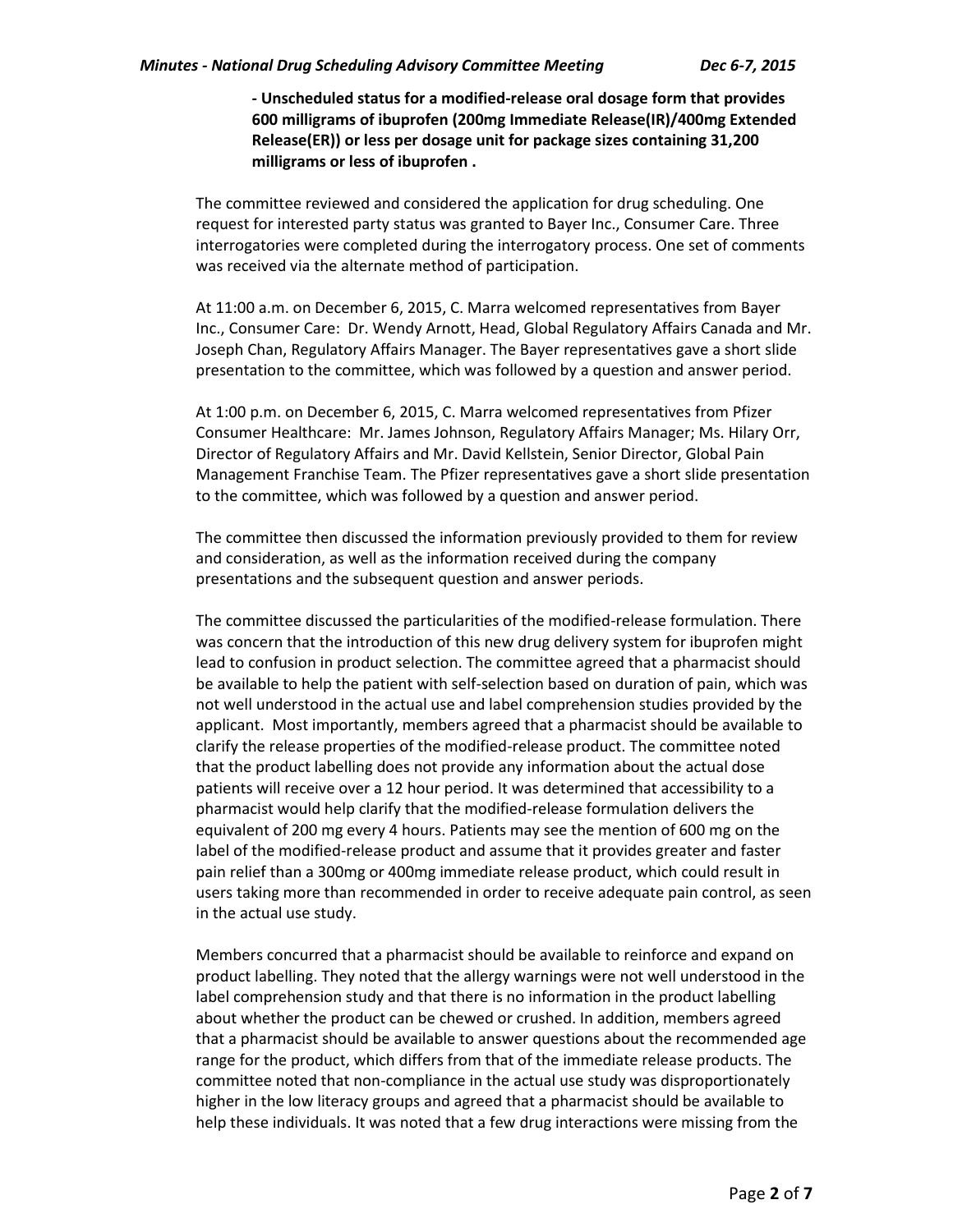**- Unscheduled status for a modified-release oral dosage form that provides 600 milligrams of ibuprofen (200mg Immediate Release(IR)/400mg Extended Release(ER)) or less per dosage unit for package sizes containing 31,200 milligrams or less of ibuprofen .**

The committee reviewed and considered the application for drug scheduling. One request for interested party status was granted to Bayer Inc., Consumer Care. Three interrogatories were completed during the interrogatory process. One set of comments was received via the alternate method of participation.

At 11:00 a.m. on December 6, 2015, C. Marra welcomed representatives from Bayer Inc., Consumer Care: Dr. Wendy Arnott, Head, Global Regulatory Affairs Canada and Mr. Joseph Chan, Regulatory Affairs Manager. The Bayer representatives gave a short slide presentation to the committee, which was followed by a question and answer period.

At 1:00 p.m. on December 6, 2015, C. Marra welcomed representatives from Pfizer Consumer Healthcare: Mr. James Johnson, Regulatory Affairs Manager; Ms. Hilary Orr, Director of Regulatory Affairs and Mr. David Kellstein, Senior Director, Global Pain Management Franchise Team. The Pfizer representatives gave a short slide presentation to the committee, which was followed by a question and answer period.

The committee then discussed the information previously provided to them for review and consideration, as well as the information received during the company presentations and the subsequent question and answer periods.

The committee discussed the particularities of the modified-release formulation. There was concern that the introduction of this new drug delivery system for ibuprofen might lead to confusion in product selection. The committee agreed that a pharmacist should be available to help the patient with self-selection based on duration of pain, which was not well understood in the actual use and label comprehension studies provided by the applicant. Most importantly, members agreed that a pharmacist should be available to clarify the release properties of the modified-release product. The committee noted that the product labelling does not provide any information about the actual dose patients will receive over a 12 hour period. It was determined that accessibility to a pharmacist would help clarify that the modified-release formulation delivers the equivalent of 200 mg every 4 hours. Patients may see the mention of 600 mg on the label of the modified-release product and assume that it provides greater and faster pain relief than a 300mg or 400mg immediate release product, which could result in users taking more than recommended in order to receive adequate pain control, as seen in the actual use study.

Members concurred that a pharmacist should be available to reinforce and expand on product labelling. They noted that the allergy warnings were not well understood in the label comprehension study and that there is no information in the product labelling about whether the product can be chewed or crushed. In addition, members agreed that a pharmacist should be available to answer questions about the recommended age range for the product, which differs from that of the immediate release products. The committee noted that non-compliance in the actual use study was disproportionately higher in the low literacy groups and agreed that a pharmacist should be available to help these individuals. It was noted that a few drug interactions were missing from the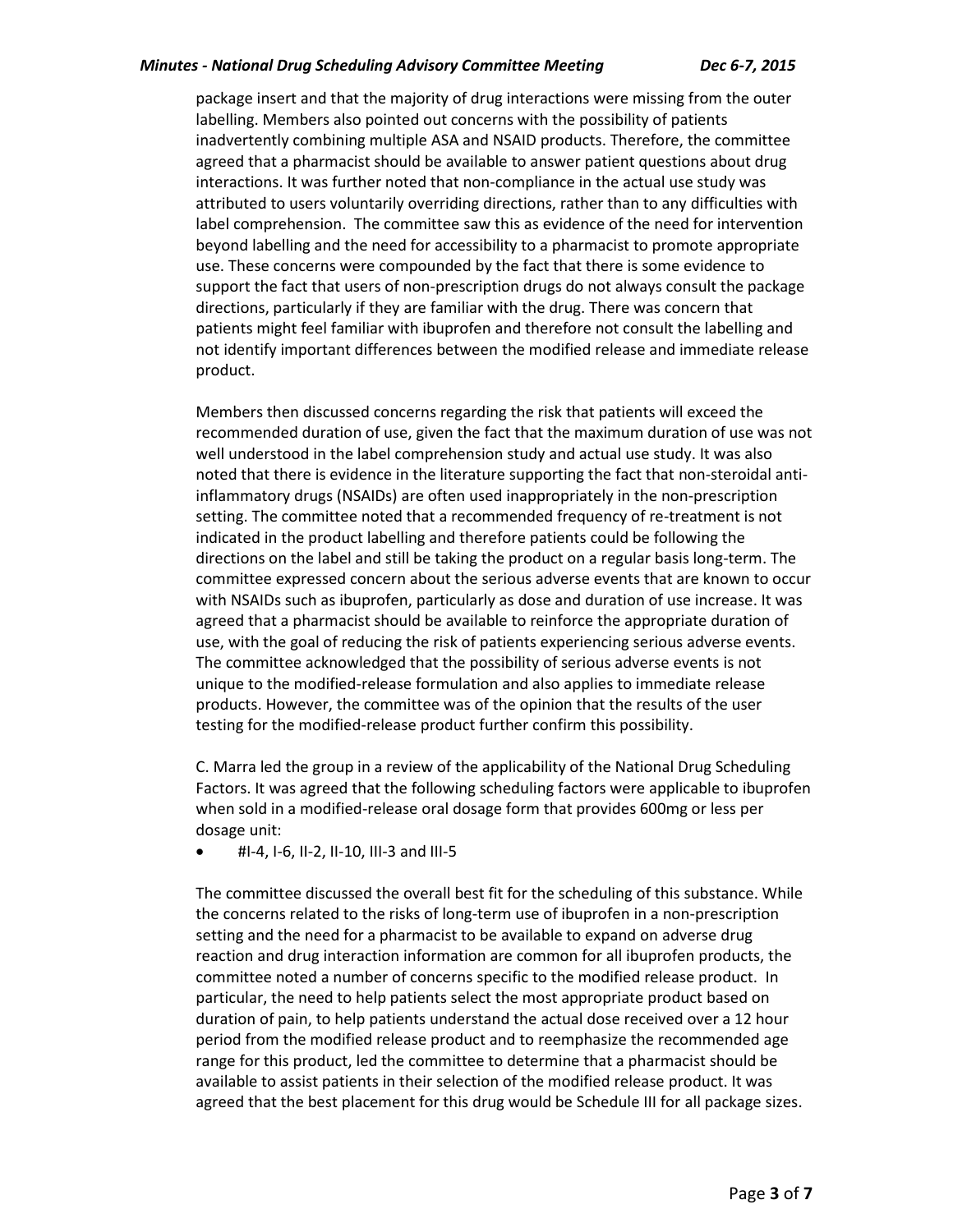package insert and that the majority of drug interactions were missing from the outer labelling. Members also pointed out concerns with the possibility of patients inadvertently combining multiple ASA and NSAID products. Therefore, the committee agreed that a pharmacist should be available to answer patient questions about drug interactions. It was further noted that non-compliance in the actual use study was attributed to users voluntarily overriding directions, rather than to any difficulties with label comprehension. The committee saw this as evidence of the need for intervention beyond labelling and the need for accessibility to a pharmacist to promote appropriate use. These concerns were compounded by the fact that there is some evidence to support the fact that users of non-prescription drugs do not always consult the package directions, particularly if they are familiar with the drug. There was concern that patients might feel familiar with ibuprofen and therefore not consult the labelling and not identify important differences between the modified release and immediate release product.

Members then discussed concerns regarding the risk that patients will exceed the recommended duration of use, given the fact that the maximum duration of use was not well understood in the label comprehension study and actual use study. It was also noted that there is evidence in the literature supporting the fact that non-steroidal anti-inflammatory drugs (NSAIDs) are often used inappropriately in the non-prescription setting. The committee noted that a recommended frequency of re-treatment is not indicated in the product labelling and therefore patients could be following the directions on the label and still be taking the product on a regular basis long-term. The committee expressed concern about the serious adverse events that are known to occur with NSAIDs such as ibuprofen, particularly as dose and duration of use increase. It was agreed that a pharmacist should be available to reinforce the appropriate duration of use, with the goal of reducing the risk of patients experiencing serious adverse events. The committee acknowledged that the possibility of serious adverse events is not unique to the modified-release formulation and also applies to immediate release products. However, the committee was of the opinion that the results of the user testing for the modified-release product further confirm this possibility.

C. Marra led the group in a review of the applicability of the National Drug Scheduling Factors. It was agreed that the following scheduling factors were applicable to ibuprofen when sold in a modified-release oral dosage form that provides 600mg or less per dosage unit:

- #I-4, I-6, II-2, II-10, III-3 and III-5

The committee discussed the overall best fit for the scheduling of this substance. While the concerns related to the risks of long-term use of ibuprofen in a non-prescription setting and the need for a pharmacist to be available to expand on adverse drug reaction and drug interaction information are common for all ibuprofen products, the committee noted a number of concerns specific to the modified release product. In particular, the need to help patients select the most appropriate product based on duration of pain, to help patients understand the actual dose received over a 12 hour period from the modified release product and to reemphasize the recommended age range for this product, led the committee to determine that a pharmacist should be available to assist patients in their selection of the modified release product. It was agreed that the best placement for this drug would be Schedule III for all package sizes.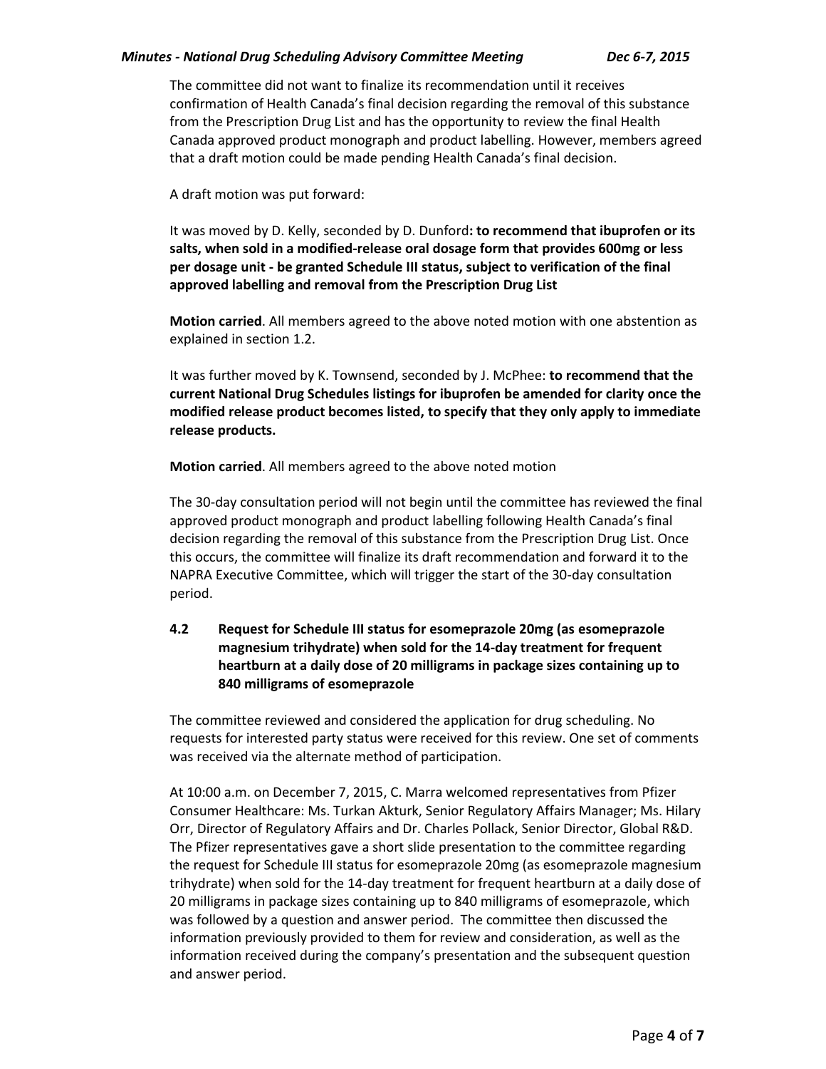The committee did not want to finalize its recommendation until it receives confirmation of Health Canada's final decision regarding the removal of this substance from the Prescription Drug List and has the opportunity to review the final Health Canada approved product monograph and product labelling. However, members agreed that a draft motion could be made pending Health Canada's final decision.

A draft motion was put forward:

It was moved by D. Kelly, seconded by D. Dunford**: to recommend that ibuprofen or its salts, when sold in a modified-release oral dosage form that provides 600mg or less per dosage unit - be granted Schedule III status, subject to verification of the final approved labelling and removal from the Prescription Drug List**

**Motion carried**. All members agreed to the above noted motion with one abstention as explained in section 1.2.

It was further moved by K. Townsend, seconded by J. McPhee: **to recommend that the current National Drug Schedules listings for ibuprofen be amended for clarity once the modified release product becomes listed, to specify that they only apply to immediate release products.**

**Motion carried**. All members agreed to the above noted motion

The 30-day consultation period will not begin until the committee has reviewed the final approved product monograph and product labelling following Health Canada's final decision regarding the removal of this substance from the Prescription Drug List. Once this occurs, the committee will finalize its draft recommendation and forward it to the NAPRA Executive Committee, which will trigger the start of the 30-day consultation period.

### 4.2 Request for Schedule III status for esomeprazole 20mg (as esomeprazole magnesium trihydrate) when sold for the 14-day treatment for frequent heartburn at a daily dose of 20 milligrams in package sizes containing up to 840 milligrams of esomeprazole

The committee reviewed and considered the application for drug scheduling. No requests for interested party status were received for this review. One set of comments was received via the alternate method of participation.

At 10:00 a.m. on December 7, 2015, C. Marra welcomed representatives from Pfizer Consumer Healthcare: Ms. Turkan Akturk, Senior Regulatory Affairs Manager; Ms. Hilary Orr, Director of Regulatory Affairs and Dr. Charles Pollack, Senior Director, Global R&D. The Pfizer representatives gave a short slide presentation to the committee regarding the request for Schedule III status for esomeprazole 20mg (as esomeprazole magnesium trihydrate) when sold for the 14-day treatment for frequent heartburn at a daily dose of 20 milligrams in package sizes containing up to 840 milligrams of esomeprazole, which was followed by a question and answer period. The committee then discussed the information previously provided to them for review and consideration, as well as the information received during the company's presentation and the subsequent question and answer period.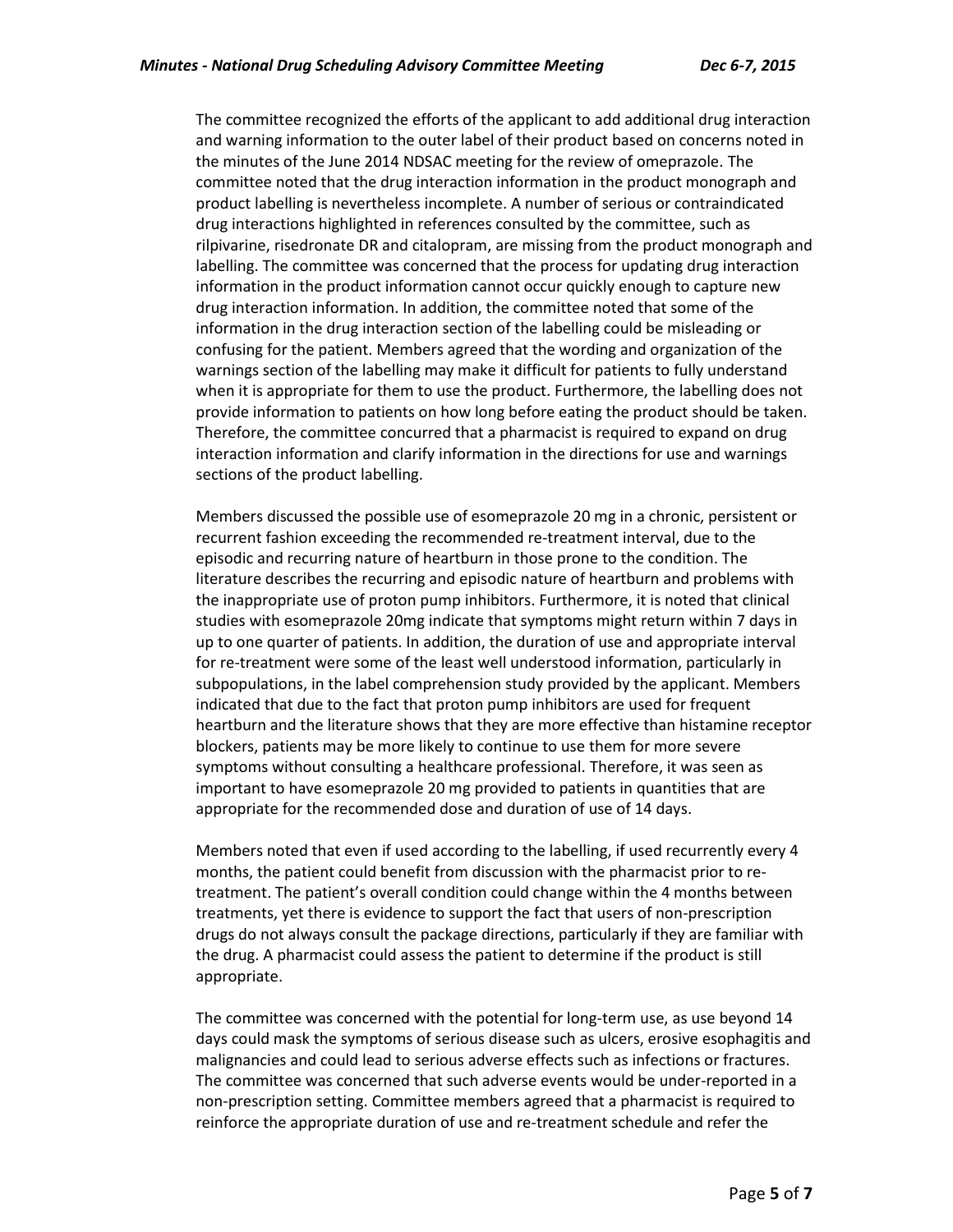The committee recognized the efforts of the applicant to add additional drug interaction and warning information to the outer label of their product based on concerns noted in the minutes of the June 2014 NDSAC meeting for the review of omeprazole. The committee noted that the drug interaction information in the product monograph and product labelling is nevertheless incomplete. A number of serious or contraindicated drug interactions highlighted in references consulted by the committee, such as rilpivarine, risedronate DR and citalopram, are missing from the product monograph and labelling. The committee was concerned that the process for updating drug interaction information in the product information cannot occur quickly enough to capture new drug interaction information. In addition, the committee noted that some of the information in the drug interaction section of the labelling could be misleading or confusing for the patient. Members agreed that the wording and organization of the warnings section of the labelling may make it difficult for patients to fully understand when it is appropriate for them to use the product. Furthermore, the labelling does not provide information to patients on how long before eating the product should be taken. Therefore, the committee concurred that a pharmacist is required to expand on drug interaction information and clarify information in the directions for use and warnings sections of the product labelling.

Members discussed the possible use of esomeprazole 20 mg in a chronic, persistent or recurrent fashion exceeding the recommended re-treatment interval, due to the episodic and recurring nature of heartburn in those prone to the condition. The literature describes the recurring and episodic nature of heartburn and problems with the inappropriate use of proton pump inhibitors. Furthermore, it is noted that clinical studies with esomeprazole 20mg indicate that symptoms might return within 7 days in up to one quarter of patients. In addition, the duration of use and appropriate interval for re-treatment were some of the least well understood information, particularly in subpopulations, in the label comprehension study provided by the applicant. Members indicated that due to the fact that proton pump inhibitors are used for frequent heartburn and the literature shows that they are more effective than histamine receptor blockers, patients may be more likely to continue to use them for more severe symptoms without consulting a healthcare professional. Therefore, it was seen as important to have esomeprazole 20 mg provided to patients in quantities that are appropriate for the recommended dose and duration of use of 14 days.

Members noted that even if used according to the labelling, if used recurrently every 4 months, the patient could benefit from discussion with the pharmacist prior to re-treatment. The patient's overall condition could change within the 4 months between treatments, yet there is evidence to support the fact that users of non-prescription drugs do not always consult the package directions, particularly if they are familiar with the drug. A pharmacist could assess the patient to determine if the product is still appropriate.

The committee was concerned with the potential for long-term use, as use beyond 14 days could mask the symptoms of serious disease such as ulcers, erosive esophagitis and malignancies and could lead to serious adverse effects such as infections or fractures. The committee was concerned that such adverse events would be under-reported in a non-prescription setting. Committee members agreed that a pharmacist is required to reinforce the appropriate duration of use and re-treatment schedule and refer the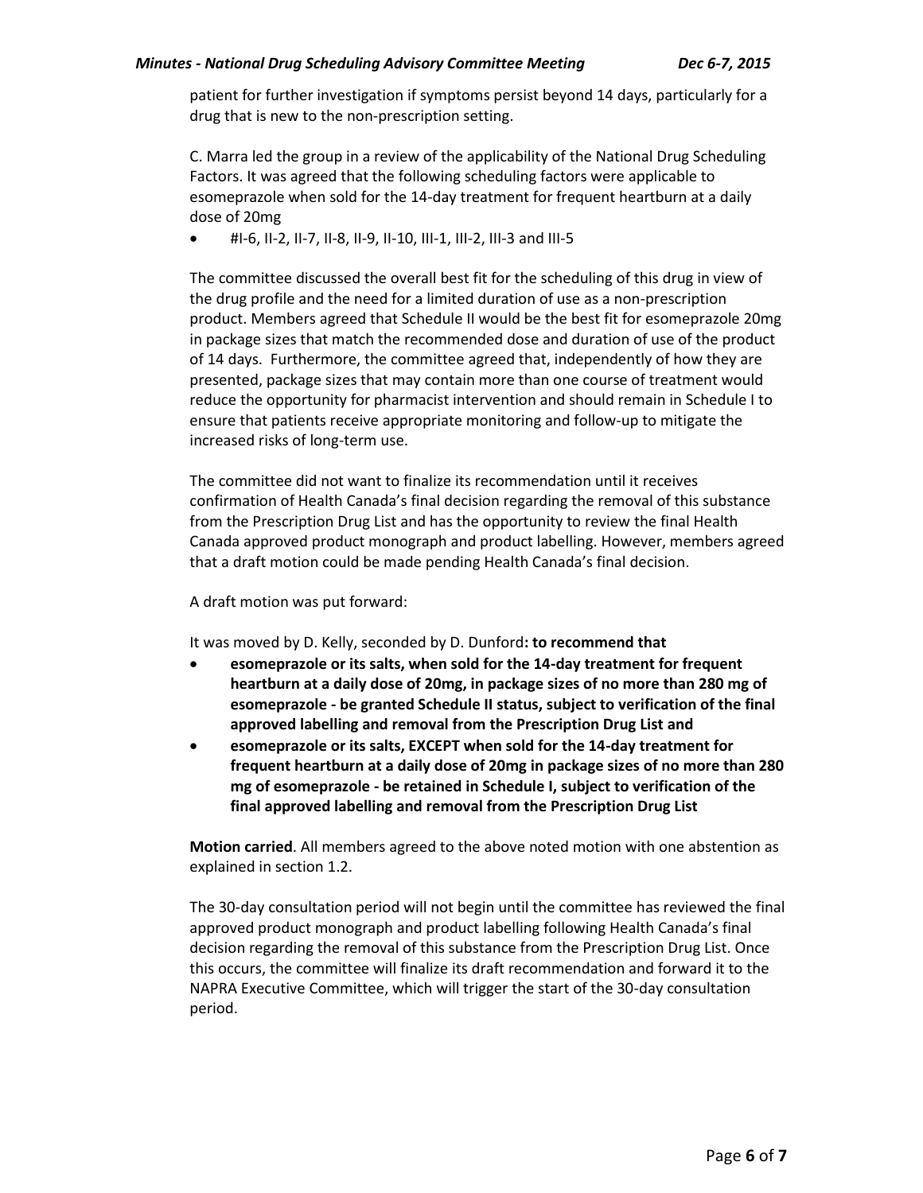patient for further investigation if symptoms persist beyond 14 days, particularly for a drug that is new to the non-prescription setting.

C. Marra led the group in a review of the applicability of the National Drug Scheduling Factors. It was agreed that the following scheduling factors were applicable to esomeprazole when sold for the 14-day treatment for frequent heartburn at a daily dose of 20mg

- #I-6, II-2, II-7, II-8, II-9, II-10, III-1, III-2, III-3 and III-5

The committee discussed the overall best fit for the scheduling of this drug in view of the drug profile and the need for a limited duration of use as a non-prescription product. Members agreed that Schedule II would be the best fit for esomeprazole 20mg in package sizes that match the recommended dose and duration of use of the product of 14 days. Furthermore, the committee agreed that, independently of how they are presented, package sizes that may contain more than one course of treatment would reduce the opportunity for pharmacist intervention and should remain in Schedule I to ensure that patients receive appropriate monitoring and follow-up to mitigate the increased risks of long-term use.

The committee did not want to finalize its recommendation until it receives confirmation of Health Canada's final decision regarding the removal of this substance from the Prescription Drug List and has the opportunity to review the final Health Canada approved product monograph and product labelling. However, members agreed that a draft motion could be made pending Health Canada's final decision.

A draft motion was put forward:

It was moved by D. Kelly, seconded by D. Dunford**: to recommend that**

- **esomeprazole or its salts, when sold for the 14-day treatment for frequent heartburn at a daily dose of 20mg, in package sizes of no more than 280 mg of esomeprazole - be granted Schedule II status, subject to verification of the final approved labelling and removal from the Prescription Drug List and**
- **esomeprazole or its salts, EXCEPT when sold for the 14-day treatment for frequent heartburn at a daily dose of 20mg in package sizes of no more than 280 mg of esomeprazole - be retained in Schedule I, subject to verification of the final approved labelling and removal from the Prescription Drug List**

**Motion carried**. All members agreed to the above noted motion with one abstention as explained in section 1.2.

The 30-day consultation period will not begin until the committee has reviewed the final approved product monograph and product labelling following Health Canada's final decision regarding the removal of this substance from the Prescription Drug List. Once this occurs, the committee will finalize its draft recommendation and forward it to the NAPRA Executive Committee, which will trigger the start of the 30-day consultation period.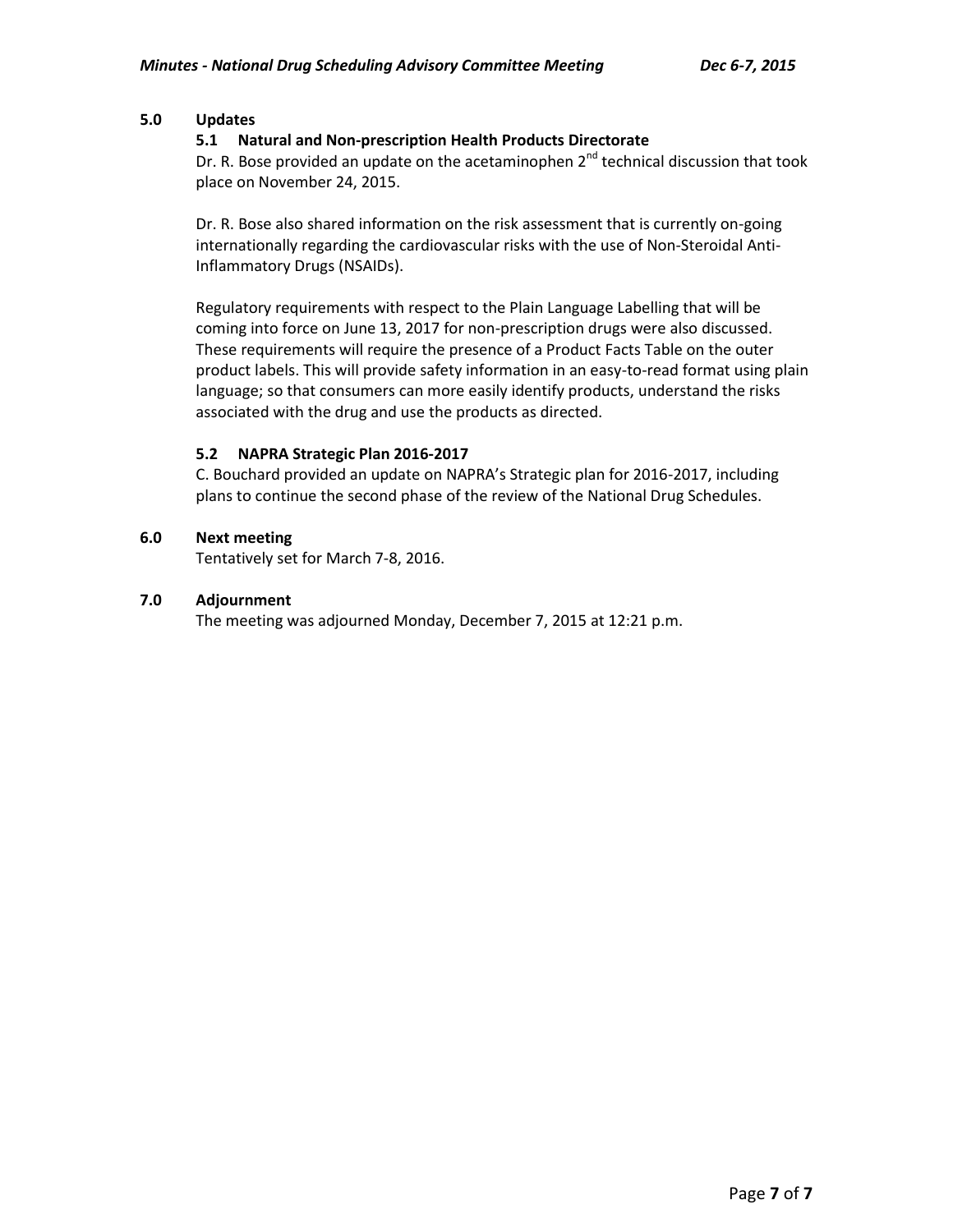## 5.0 Updates

### 5.1 Natural and Non-prescription Health Products Directorate

Dr. R. Bose provided an update on the acetaminophen 2nd technical discussion that took place on November 24, 2015.

Dr. R. Bose also shared information on the risk assessment that is currently on-going internationally regarding the cardiovascular risks with the use of Non-Steroidal Anti-Inflammatory Drugs (NSAIDs).

Regulatory requirements with respect to the Plain Language Labelling that will be coming into force on June 13, 2017 for non-prescription drugs were also discussed. These requirements will require the presence of a Product Facts Table on the outer product labels. This will provide safety information in an easy-to-read format using plain language; so that consumers can more easily identify products, understand the risks associated with the drug and use the products as directed.

### 5.2 NAPRA Strategic Plan 2016-2017

C. Bouchard provided an update on NAPRA's Strategic plan for 2016-2017, including plans to continue the second phase of the review of the National Drug Schedules.

## 6.0 Next meeting

Tentatively set for March 7-8, 2016.

## 7.0 Adjournment

The meeting was adjourned Monday, December 7, 2015 at 12:21 p.m.